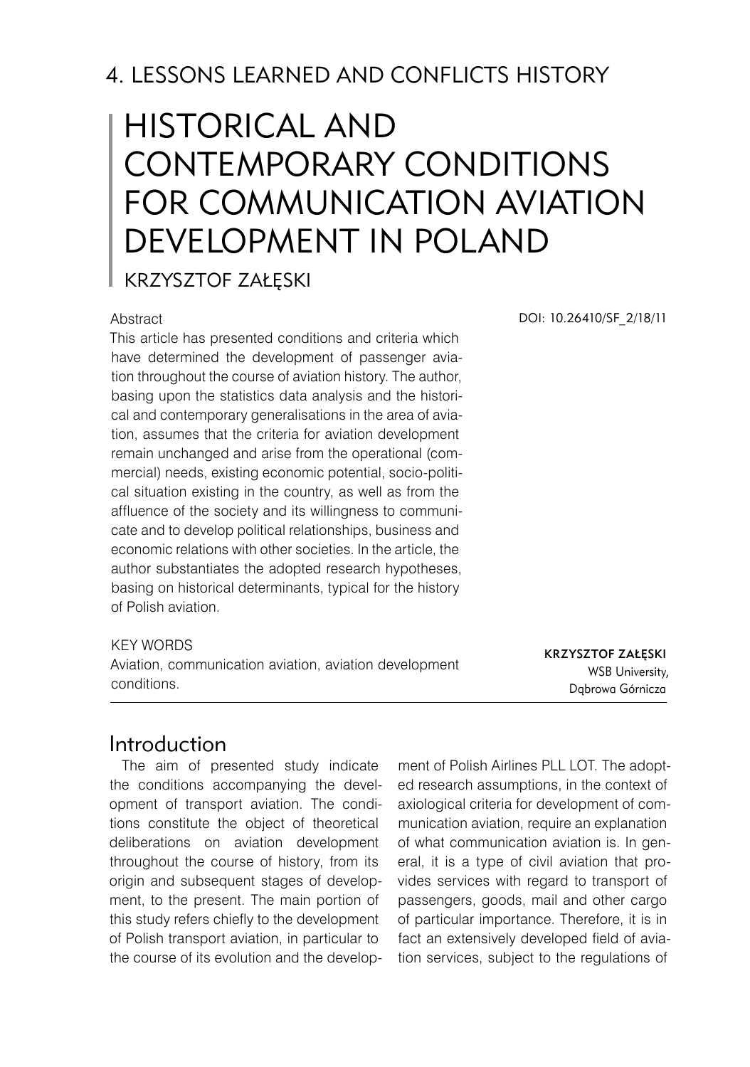## 4. LESSONS LEARNED AND CONFLICTS HISTORY

# HISTORICAL AND CONTEMPORARY CONDITIONS FOR COMMUNICATION AVIATION DEVELOPMENT IN POLAND

KRZYSZTOF ZAŁĘSKI

DOI: 10.26410/SF_2/18/11

Abstract

This article has presented conditions and criteria which have determined the development of passenger aviation throughout the course of aviation history. The author, basing upon the statistics data analysis and the historical and contemporary generalisations in the area of aviation, assumes that the criteria for aviation development remain unchanged and arise from the operational (commercial) needs, existing economic potential, socio-political situation existing in the country, as well as from the affluence of the society and its willingness to communicate and to develop political relationships, business and economic relations with other societies. In the article, the author substantiates the adopted research hypotheses, basing on historical determinants, typical for the history of Polish aviation.

KEY WORDS

Aviation, communication aviation, aviation development conditions.

**KRZYSZTOF ZAŁĘSKI**
WSB University,
Dąbrowa Górnicza

## Introduction

The aim of presented study indicate the conditions accompanying the development of transport aviation. The conditions constitute the object of theoretical deliberations on aviation development throughout the course of history, from its origin and subsequent stages of development, to the present. The main portion of this study refers chiefly to the development of Polish transport aviation, in particular to the course of its evolution and the development of Polish Airlines PLL LOT. The adopted research assumptions, in the context of axiological criteria for development of communication aviation, require an explanation of what communication aviation is. In general, it is a type of civil aviation that provides services with regard to transport of passengers, goods, mail and other cargo of particular importance. Therefore, it is in fact an extensively developed field of aviation services, subject to the regulations of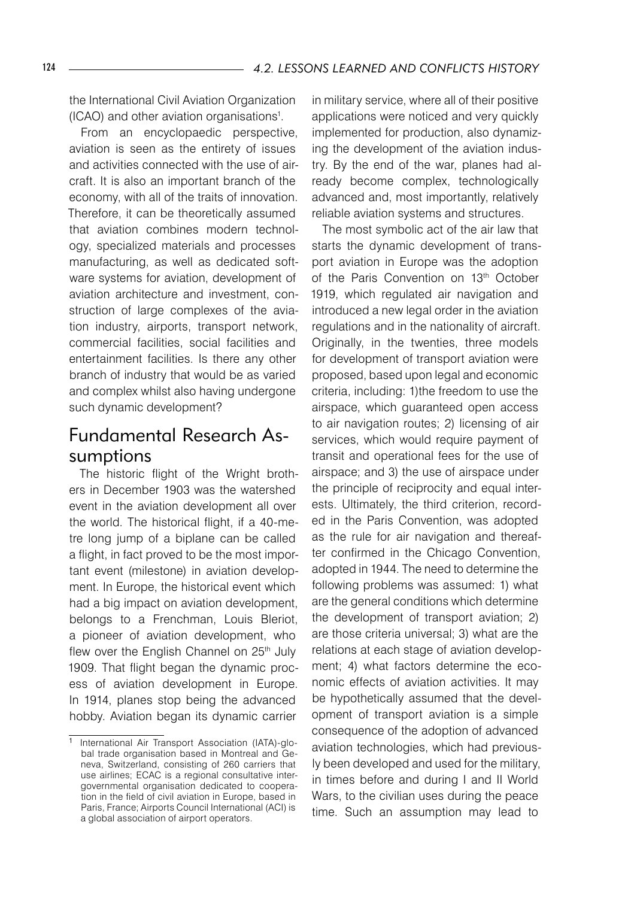the International Civil Aviation Organization (ICAO) and other aviation organisations[1].

From an encyclopaedic perspective, aviation is seen as the entirety of issues and activities connected with the use of aircraft. It is also an important branch of the economy, with all of the traits of innovation. Therefore, it can be theoretically assumed that aviation combines modern technology, specialized materials and processes manufacturing, as well as dedicated software systems for aviation, development of aviation architecture and investment, construction of large complexes of the aviation industry, airports, transport network, commercial facilities, social facilities and entertainment facilities. Is there any other branch of industry that would be as varied and complex whilst also having undergone such dynamic development?

## Fundamental Research Assumptions

The historic flight of the Wright brothers in December 1903 was the watershed event in the aviation development all over the world. The historical flight, if a 40-metre long jump of a biplane can be called a flight, in fact proved to be the most important event (milestone) in aviation development. In Europe, the historical event which had a big impact on aviation development, belongs to a Frenchman, Louis Bleriot, a pioneer of aviation development, who flew over the English Channel on 25th July 1909. That flight began the dynamic process of aviation development in Europe. In 1914, planes stop being the advanced hobby. Aviation began its dynamic carrier in military service, where all of their positive applications were noticed and very quickly implemented for production, also dynamizing the development of the aviation industry. By the end of the war, planes had already become complex, technologically advanced and, most importantly, relatively reliable aviation systems and structures.

The most symbolic act of the air law that starts the dynamic development of transport aviation in Europe was the adoption of the Paris Convention on 13th October 1919, which regulated air navigation and introduced a new legal order in the aviation regulations and in the nationality of aircraft. Originally, in the twenties, three models for development of transport aviation were proposed, based upon legal and economic criteria, including: 1)the freedom to use the airspace, which guaranteed open access to air navigation routes; 2) licensing of air services, which would require payment of transit and operational fees for the use of airspace; and 3) the use of airspace under the principle of reciprocity and equal interests. Ultimately, the third criterion, recorded in the Paris Convention, was adopted as the rule for air navigation and thereafter confirmed in the Chicago Convention, adopted in 1944. The need to determine the following problems was assumed: 1) what are the general conditions which determine the development of transport aviation; 2) are those criteria universal; 3) what are the relations at each stage of aviation development; 4) what factors determine the economic effects of aviation activities. It may be hypothetically assumed that the development of transport aviation is a simple consequence of the adoption of advanced aviation technologies, which had previously been developed and used for the military, in times before and during I and II World Wars, to the civilian uses during the peace time. Such an assumption may lead to

[1] International Air Transport Association (IATA)-global trade organisation based in Montreal and Geneva, Switzerland, consisting of 260 carriers that use airlines; ECAC is a regional consultative intergovernmental organisation dedicated to cooperation in the field of civil aviation in Europe, based in Paris, France; Airports Council International (ACI) is a global association of airport operators.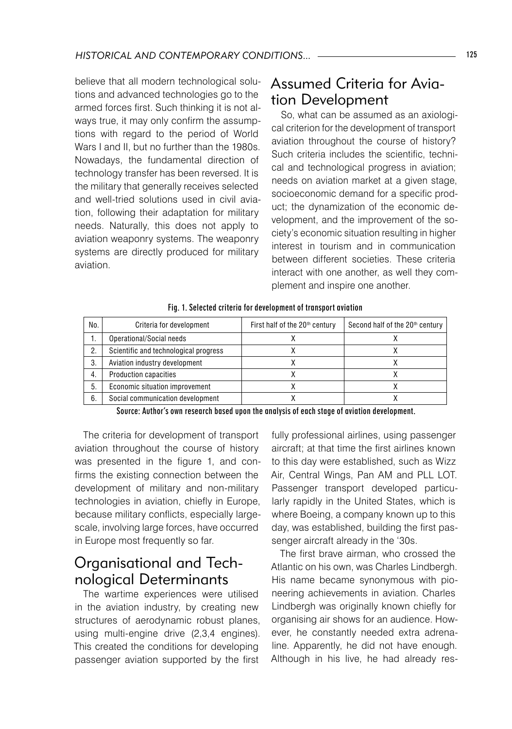believe that all modern technological solutions and advanced technologies go to the armed forces first. Such thinking it is not always true, it may only confirm the assumptions with regard to the period of World Wars I and II, but no further than the 1980s. Nowadays, the fundamental direction of technology transfer has been reversed. It is the military that generally receives selected and well-tried solutions used in civil aviation, following their adaptation for military needs. Naturally, this does not apply to aviation weaponry systems. The weaponry systems are directly produced for military aviation.

## Assumed Criteria for Aviation Development

So, what can be assumed as an axiological criterion for the development of transport aviation throughout the course of history? Such criteria includes the scientific, technical and technological progress in aviation; needs on aviation market at a given stage, socioeconomic demand for a specific product; the dynamization of the economic development, and the improvement of the society's economic situation resulting in higher interest in tourism and in communication between different societies. These criteria interact with one another, as well they complement and inspire one another.

**Fig. 1. Selected criteria for development of transport aviation**

| No. | Criteria for development | First half of the 20th century | Second half of the 20th century |
|---|---|---|---|
| 1. | Operational/Social needs | X | X |
| 2. | Scientific and technological progress | X | X |
| 3. | Aviation industry development | X | X |
| 4. | Production capacities | X | X |
| 5. | Economic situation improvement | X | X |
| 6. | Social communication development | X | X |

**Source: Author's own research based upon the analysis of each stage of aviation development.**

The criteria for development of transport aviation throughout the course of history was presented in the figure 1, and confirms the existing connection between the development of military and non-military technologies in aviation, chiefly in Europe, because military conflicts, especially large-scale, involving large forces, have occurred in Europe most frequently so far.

## Organisational and Technological Determinants

The wartime experiences were utilised in the aviation industry, by creating new structures of aerodynamic robust planes, using multi-engine drive (2,3,4 engines). This created the conditions for developing passenger aviation supported by the first fully professional airlines, using passenger aircraft; at that time the first airlines known to this day were established, such as Wizz Air, Central Wings, Pan AM and PLL LOT. Passenger transport developed particularly rapidly in the United States, which is where Boeing, a company known up to this day, was established, building the first passenger aircraft already in the '30s.

The first brave airman, who crossed the Atlantic on his own, was Charles Lindbergh. His name became synonymous with pioneering achievements in aviation. Charles Lindbergh was originally known chiefly for organising air shows for an audience. However, he constantly needed extra adrenaline. Apparently, he did not have enough. Although in his live, he had already res-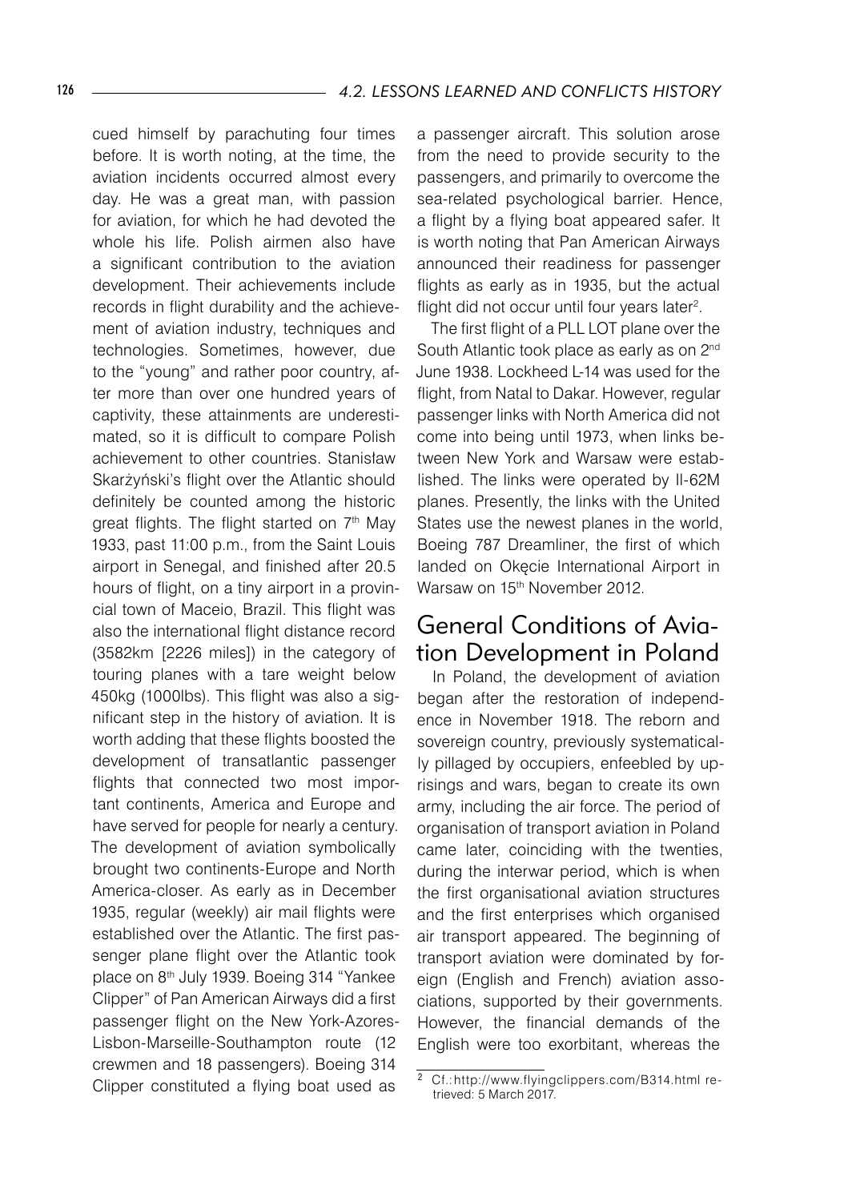cued himself by parachuting four times before. It is worth noting, at the time, the aviation incidents occurred almost every day. He was a great man, with passion for aviation, for which he had devoted the whole his life. Polish airmen also have a significant contribution to the aviation development. Their achievements include records in flight durability and the achievement of aviation industry, techniques and technologies. Sometimes, however, due to the "young" and rather poor country, after more than over one hundred years of captivity, these attainments are underestimated, so it is difficult to compare Polish achievement to other countries. Stanisław Skarżyński's flight over the Atlantic should definitely be counted among the historic great flights. The flight started on 7th May 1933, past 11:00 p.m., from the Saint Louis airport in Senegal, and finished after 20.5 hours of flight, on a tiny airport in a provincial town of Maceio, Brazil. This flight was also the international flight distance record (3582km [2226 miles]) in the category of touring planes with a tare weight below 450kg (1000lbs). This flight was also a significant step in the history of aviation. It is worth adding that these flights boosted the development of transatlantic passenger flights that connected two most important continents, America and Europe and have served for people for nearly a century. The development of aviation symbolically brought two continents-Europe and North America-closer. As early as in December 1935, regular (weekly) air mail flights were established over the Atlantic. The first passenger plane flight over the Atlantic took place on 8th July 1939. Boeing 314 "Yankee Clipper" of Pan American Airways did a first passenger flight on the New York-Azores-Lisbon-Marseille-Southampton route (12 crewmen and 18 passengers). Boeing 314 Clipper constituted a flying boat used as a passenger aircraft. This solution arose from the need to provide security to the passengers, and primarily to overcome the sea-related psychological barrier. Hence, a flight by a flying boat appeared safer. It is worth noting that Pan American Airways announced their readiness for passenger flights as early as in 1935, but the actual flight did not occur until four years later[2].

The first flight of a PLL LOT plane over the South Atlantic took place as early as on 2nd June 1938. Lockheed L-14 was used for the flight, from Natal to Dakar. However, regular passenger links with North America did not come into being until 1973, when links between New York and Warsaw were established. The links were operated by Il-62M planes. Presently, the links with the United States use the newest planes in the world, Boeing 787 Dreamliner, the first of which landed on Okęcie International Airport in Warsaw on 15th November 2012.

## General Conditions of Aviation Development in Poland

In Poland, the development of aviation began after the restoration of independence in November 1918. The reborn and sovereign country, previously systematically pillaged by occupiers, enfeebled by uprisings and wars, began to create its own army, including the air force. The period of organisation of transport aviation in Poland came later, coinciding with the twenties, during the interwar period, which is when the first organisational aviation structures and the first enterprises which organised air transport appeared. The beginning of transport aviation were dominated by foreign (English and French) aviation associations, supported by their governments. However, the financial demands of the English were too exorbitant, whereas the

[2] Cf.: http://www.flyingclippers.com/B314.html retrieved: 5 March 2017.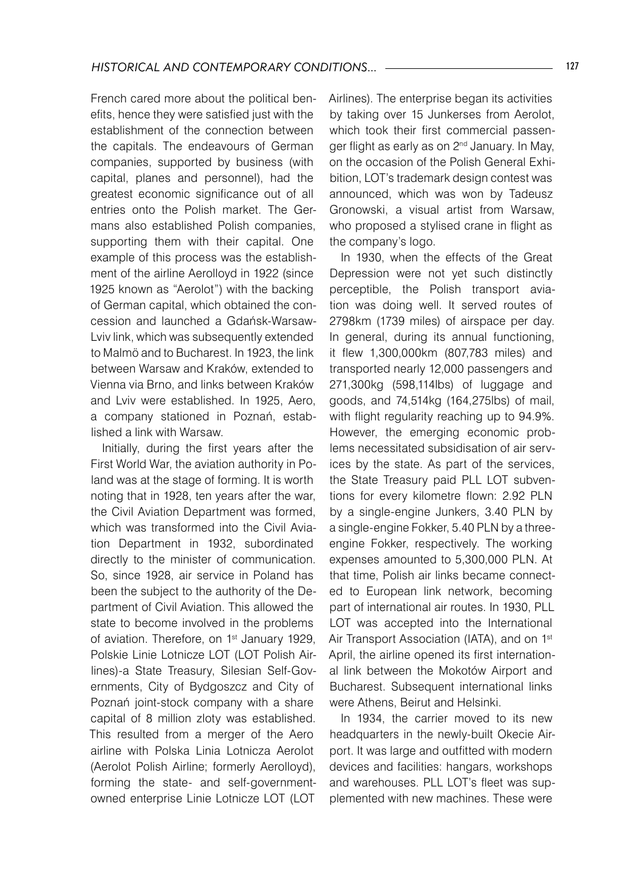French cared more about the political benefits, hence they were satisfied just with the establishment of the connection between the capitals. The endeavours of German companies, supported by business (with capital, planes and personnel), had the greatest economic significance out of all entries onto the Polish market. The Germans also established Polish companies, supporting them with their capital. One example of this process was the establishment of the airline Aerolloyd in 1922 (since 1925 known as "Aerolot") with the backing of German capital, which obtained the concession and launched a Gdańsk-Warsaw-Lviv link, which was subsequently extended to Malmö and to Bucharest. In 1923, the link between Warsaw and Kraków, extended to Vienna via Brno, and links between Kraków and Lviv were established. In 1925, Aero, a company stationed in Poznań, established a link with Warsaw.

Initially, during the first years after the First World War, the aviation authority in Poland was at the stage of forming. It is worth noting that in 1928, ten years after the war, the Civil Aviation Department was formed, which was transformed into the Civil Aviation Department in 1932, subordinated directly to the minister of communication. So, since 1928, air service in Poland has been the subject to the authority of the Department of Civil Aviation. This allowed the state to become involved in the problems of aviation. Therefore, on 1st January 1929, Polskie Linie Lotnicze LOT (LOT Polish Airlines)-a State Treasury, Silesian Self-Governments, City of Bydgoszcz and City of Poznań joint-stock company with a share capital of 8 million zloty was established. This resulted from a merger of the Aero airline with Polska Linia Lotnicza Aerolot (Aerolot Polish Airline; formerly Aerolloyd), forming the state- and self-government-owned enterprise Linie Lotnicze LOT (LOT Airlines). The enterprise began its activities by taking over 15 Junkerses from Aerolot, which took their first commercial passenger flight as early as on 2nd January. In May, on the occasion of the Polish General Exhibition, LOT's trademark design contest was announced, which was won by Tadeusz Gronowski, a visual artist from Warsaw, who proposed a stylised crane in flight as the company's logo.

In 1930, when the effects of the Great Depression were not yet such distinctly perceptible, the Polish transport aviation was doing well. It served routes of 2798km (1739 miles) of airspace per day. In general, during its annual functioning, it flew 1,300,000km (807,783 miles) and transported nearly 12,000 passengers and 271,300kg (598,114lbs) of luggage and goods, and 74,514kg (164,275lbs) of mail, with flight regularity reaching up to 94.9%. However, the emerging economic problems necessitated subsidisation of air services by the state. As part of the services, the State Treasury paid PLL LOT subventions for every kilometre flown: 2.92 PLN by a single-engine Junkers, 3.40 PLN by a single-engine Fokker, 5.40 PLN by a three-engine Fokker, respectively. The working expenses amounted to 5,300,000 PLN. At that time, Polish air links became connected to European link network, becoming part of international air routes. In 1930, PLL LOT was accepted into the International Air Transport Association (IATA), and on 1st April, the airline opened its first international link between the Mokotów Airport and Bucharest. Subsequent international links were Athens, Beirut and Helsinki.

In 1934, the carrier moved to its new headquarters in the newly-built Okecie Airport. It was large and outfitted with modern devices and facilities: hangars, workshops and warehouses. PLL LOT's fleet was supplemented with new machines. These were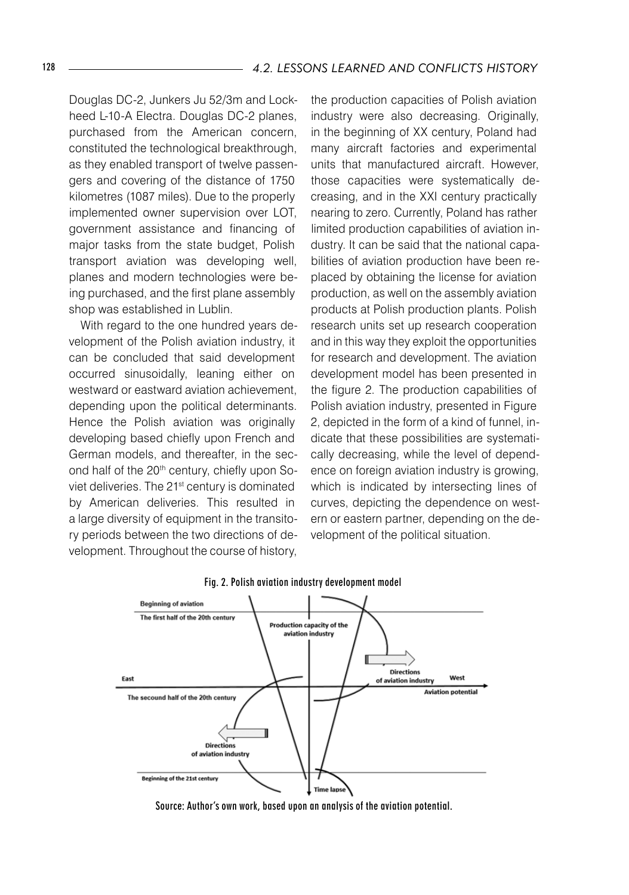Douglas DC-2, Junkers Ju 52/3m and Lockheed L-10-A Electra. Douglas DC-2 planes, purchased from the American concern, constituted the technological breakthrough, as they enabled transport of twelve passengers and covering of the distance of 1750 kilometres (1087 miles). Due to the properly implemented owner supervision over LOT, government assistance and financing of major tasks from the state budget, Polish transport aviation was developing well, planes and modern technologies were being purchased, and the first plane assembly shop was established in Lublin.

With regard to the one hundred years development of the Polish aviation industry, it can be concluded that said development occurred sinusoidally, leaning either on westward or eastward aviation achievement, depending upon the political determinants. Hence the Polish aviation was originally developing based chiefly upon French and German models, and thereafter, in the second half of the 20th century, chiefly upon Soviet deliveries. The 21st century is dominated by American deliveries. This resulted in a large diversity of equipment in the transitory periods between the two directions of development. Throughout the course of history, the production capacities of Polish aviation industry were also decreasing. Originally, in the beginning of XX century, Poland had many aircraft factories and experimental units that manufactured aircraft. However, those capacities were systematically decreasing, and in the XXI century practically nearing to zero. Currently, Poland has rather limited production capabilities of aviation industry. It can be said that the national capabilities of aviation production have been replaced by obtaining the license for aviation production, as well on the assembly aviation products at Polish production plants. Polish research units set up research cooperation and in this way they exploit the opportunities for research and development. The aviation development model has been presented in the figure 2. The production capabilities of Polish aviation industry, presented in Figure 2, depicted in the form of a kind of funnel, indicate that these possibilities are systematically decreasing, while the level of dependence on foreign aviation industry is growing, which is indicated by intersecting lines of curves, depicting the dependence on western or eastern partner, depending on the development of the political situation.

**Fig. 2. Polish aviation industry development model**

Beginning of aviation

The first half of the 20th century

Production capacity of the aviation industry

Directions of aviation industry

East

West

Aviation potential

The secound half of the 20th century

Directions of aviation industry

Beginning of the 21st century

Time lapse

Source: Author's own work, based upon an analysis of the aviation potential.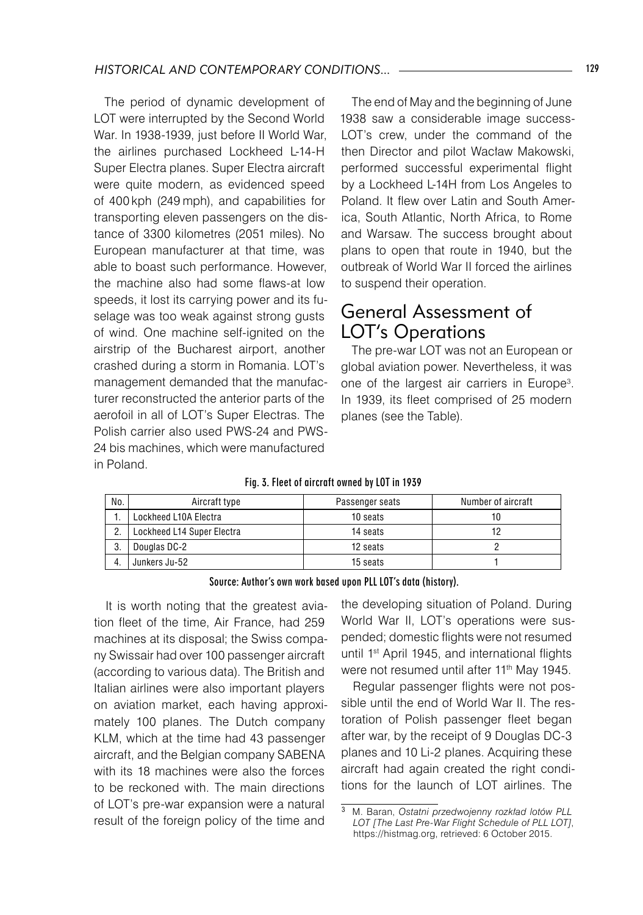The period of dynamic development of LOT were interrupted by the Second World War. In 1938-1939, just before II World War, the airlines purchased Lockheed L-14-H Super Electra planes. Super Electra aircraft were quite modern, as evidenced speed of 400 kph (249 mph), and capabilities for transporting eleven passengers on the distance of 3300 kilometres (2051 miles). No European manufacturer at that time, was able to boast such performance. However, the machine also had some flaws-at low speeds, it lost its carrying power and its fuselage was too weak against strong gusts of wind. One machine self-ignited on the airstrip of the Bucharest airport, another crashed during a storm in Romania. LOT's management demanded that the manufacturer reconstructed the anterior parts of the aerofoil in all of LOT's Super Electras. The Polish carrier also used PWS-24 and PWS-24 bis machines, which were manufactured in Poland.

The end of May and the beginning of June 1938 saw a considerable image success-LOT's crew, under the command of the then Director and pilot Wacław Makowski, performed successful experimental flight by a Lockheed L-14H from Los Angeles to Poland. It flew over Latin and South America, South Atlantic, North Africa, to Rome and Warsaw. The success brought about plans to open that route in 1940, but the outbreak of World War II forced the airlines to suspend their operation.

## General Assessment of LOT's Operations

The pre-war LOT was not an European or global aviation power. Nevertheless, it was one of the largest air carriers in Europe[3]. In 1939, its fleet comprised of 25 modern planes (see the Table).

**Fig. 3. Fleet of aircraft owned by LOT in 1939**

| No. | Aircraft type | Passenger seats | Number of aircraft |
|---|---|---|---|
| 1. | Lockheed L10A Electra | 10 seats | 10 |
| 2. | Lockheed L14 Super Electra | 14 seats | 12 |
| 3. | Douglas DC-2 | 12 seats | 2 |
| 4. | Junkers Ju-52 | 15 seats | 1 |

**Source: Author's own work based upon PLL LOT's data (history).**

It is worth noting that the greatest aviation fleet of the time, Air France, had 259 machines at its disposal; the Swiss company Swissair had over 100 passenger aircraft (according to various data). The British and Italian airlines were also important players on aviation market, each having approximately 100 planes. The Dutch company KLM, which at the time had 43 passenger aircraft, and the Belgian company SABENA with its 18 machines were also the forces to be reckoned with. The main directions of LOT's pre-war expansion were a natural result of the foreign policy of the time and the developing situation of Poland. During World War II, LOT's operations were suspended; domestic flights were not resumed until 1st April 1945, and international flights were not resumed until after 11th May 1945.

Regular passenger flights were not possible until the end of World War II. The restoration of Polish passenger fleet began after war, by the receipt of 9 Douglas DC-3 planes and 10 Li-2 planes. Acquiring these aircraft had again created the right conditions for the launch of LOT airlines. The

[3] M. Baran, *Ostatni przedwojenny rozkład lotów PLL LOT [The Last Pre-War Flight Schedule of PLL LOT]*, https://histmag.org, retrieved: 6 October 2015.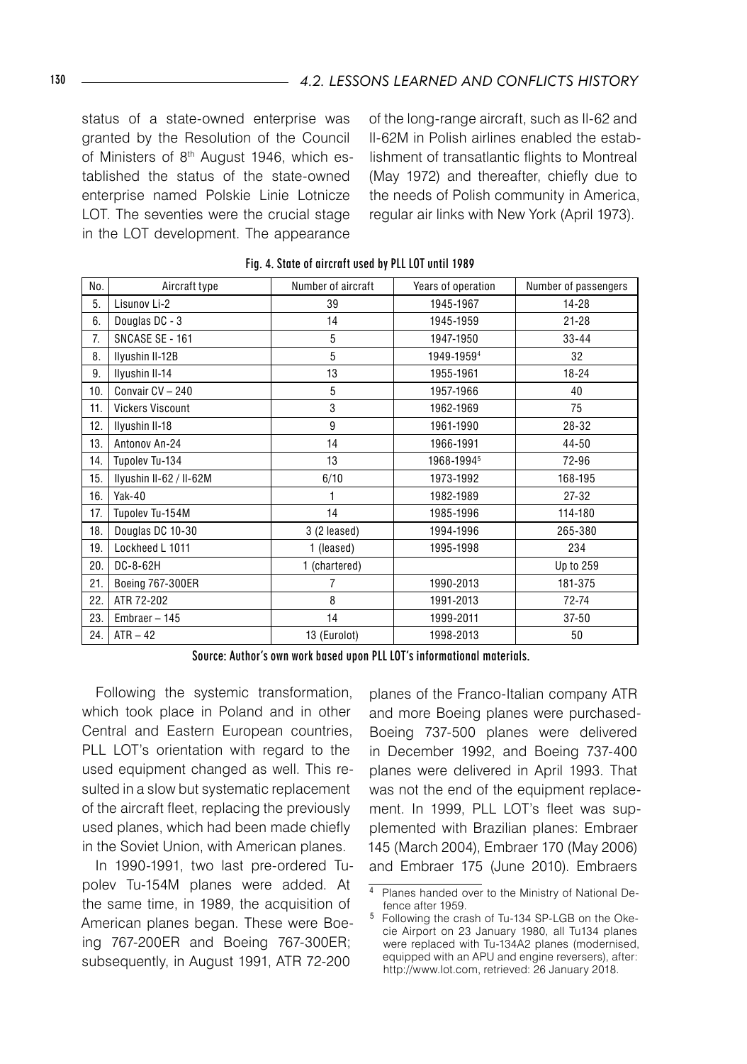status of a state-owned enterprise was granted by the Resolution of the Council of Ministers of 8th August 1946, which established the status of the state-owned enterprise named Polskie Linie Lotnicze LOT. The seventies were the crucial stage in the LOT development. The appearance of the long-range aircraft, such as Il-62 and Il-62M in Polish airlines enabled the establishment of transatlantic flights to Montreal (May 1972) and thereafter, chiefly due to the needs of Polish community in America, regular air links with New York (April 1973).

**Fig. 4. State of aircraft used by PLL LOT until 1989**

| No. | Aircraft type | Number of aircraft | Years of operation | Number of passengers |
|---|---|---|---|---|
| 5. | Lisunov Li-2 | 39 | 1945-1967 | 14-28 |
| 6. | Douglas DC - 3 | 14 | 1945-1959 | 21-28 |
| 7. | SNCASE SE - 161 | 5 | 1947-1950 | 33-44 |
| 8. | Ilyushin Il-12B | 5 | 1949-1959[4] | 32 |
| 9. | Ilyushin Il-14 | 13 | 1955-1961 | 18-24 |
| 10. | Convair CV – 240 | 5 | 1957-1966 | 40 |
| 11. | Vickers Viscount | 3 | 1962-1969 | 75 |
| 12. | Ilyushin Il-18 | 9 | 1961-1990 | 28-32 |
| 13. | Antonov An-24 | 14 | 1966-1991 | 44-50 |
| 14. | Tupolev Tu-134 | 13 | 1968-1994[5] | 72-96 |
| 15. | Ilyushin Il-62 / Il-62M | 6/10 | 1973-1992 | 168-195 |
| 16. | Yak-40 | 1 | 1982-1989 | 27-32 |
| 17. | Tupolev Tu-154M | 14 | 1985-1996 | 114-180 |
| 18. | Douglas DC 10-30 | 3 (2 leased) | 1994-1996 | 265-380 |
| 19. | Lockheed L 1011 | 1 (leased) | 1995-1998 | 234 |
| 20. | DC-8-62H | 1 (chartered) | | Up to 259 |
| 21. | Boeing 767-300ER | 7 | 1990-2013 | 181-375 |
| 22. | ATR 72-202 | 8 | 1991-2013 | 72-74 |
| 23. | Embraer – 145 | 14 | 1999-2011 | 37-50 |
| 24. | ATR – 42 | 13 (Eurolot) | 1998-2013 | 50 |

Source: Author's own work based upon PLL LOT's informational materials.

Following the systemic transformation, which took place in Poland and in other Central and Eastern European countries, PLL LOT's orientation with regard to the used equipment changed as well. This resulted in a slow but systematic replacement of the aircraft fleet, replacing the previously used planes, which had been made chiefly in the Soviet Union, with American planes.

In 1990-1991, two last pre-ordered Tupolev Tu-154M planes were added. At the same time, in 1989, the acquisition of American planes began. These were Boeing 767-200ER and Boeing 767-300ER; subsequently, in August 1991, ATR 72-200 planes of the Franco-Italian company ATR and more Boeing planes were purchased-Boeing 737-500 planes were delivered in December 1992, and Boeing 737-400 planes were delivered in April 1993. That was not the end of the equipment replacement. In 1999, PLL LOT's fleet was supplemented with Brazilian planes: Embraer 145 (March 2004), Embraer 170 (May 2006) and Embraer 175 (June 2010). Embraers

[4] Planes handed over to the Ministry of National Defence after 1959.

[5] Following the crash of Tu-134 SP-LGB on the Okecie Airport on 23 January 1980, all Tu134 planes were replaced with Tu-134A2 planes (modernised, equipped with an APU and engine reversers), after: http://www.lot.com, retrieved: 26 January 2018.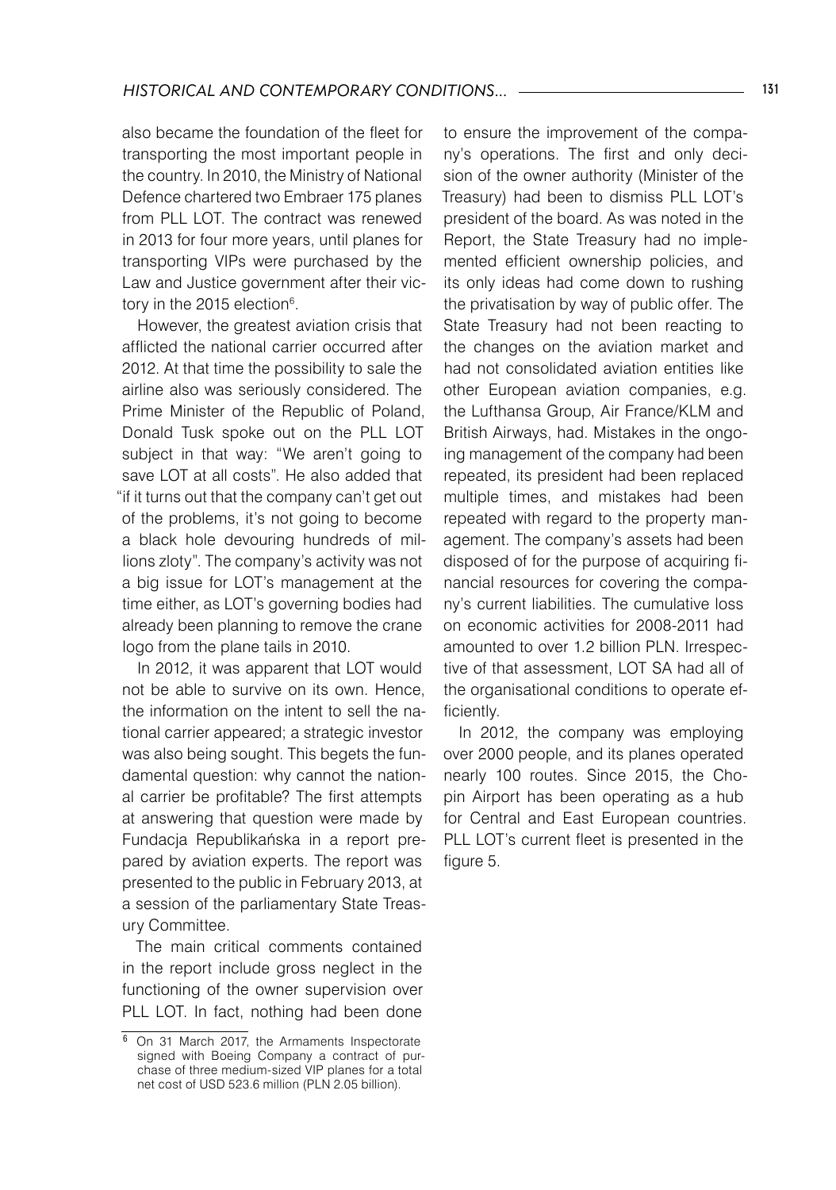also became the foundation of the fleet for transporting the most important people in the country. In 2010, the Ministry of National Defence chartered two Embraer 175 planes from PLL LOT. The contract was renewed in 2013 for four more years, until planes for transporting VIPs were purchased by the Law and Justice government after their victory in the 2015 election[6].

However, the greatest aviation crisis that afflicted the national carrier occurred after 2012. At that time the possibility to sale the airline also was seriously considered. The Prime Minister of the Republic of Poland, Donald Tusk spoke out on the PLL LOT subject in that way: "We aren't going to save LOT at all costs". He also added that "if it turns out that the company can't get out of the problems, it's not going to become a black hole devouring hundreds of millions zloty". The company's activity was not a big issue for LOT's management at the time either, as LOT's governing bodies had already been planning to remove the crane logo from the plane tails in 2010.

In 2012, it was apparent that LOT would not be able to survive on its own. Hence, the information on the intent to sell the national carrier appeared; a strategic investor was also being sought. This begets the fundamental question: why cannot the national carrier be profitable? The first attempts at answering that question were made by Fundacja Republikańska in a report prepared by aviation experts. The report was presented to the public in February 2013, at a session of the parliamentary State Treasury Committee.

The main critical comments contained in the report include gross neglect in the functioning of the owner supervision over PLL LOT. In fact, nothing had been done to ensure the improvement of the company's operations. The first and only decision of the owner authority (Minister of the Treasury) had been to dismiss PLL LOT's president of the board. As was noted in the Report, the State Treasury had no implemented efficient ownership policies, and its only ideas had come down to rushing the privatisation by way of public offer. The State Treasury had not been reacting to the changes on the aviation market and had not consolidated aviation entities like other European aviation companies, e.g. the Lufthansa Group, Air France/KLM and British Airways, had. Mistakes in the ongoing management of the company had been repeated, its president had been replaced multiple times, and mistakes had been repeated with regard to the property management. The company's assets had been disposed of for the purpose of acquiring financial resources for covering the company's current liabilities. The cumulative loss on economic activities for 2008-2011 had amounted to over 1.2 billion PLN. Irrespective of that assessment, LOT SA had all of the organisational conditions to operate efficiently.

In 2012, the company was employing over 2000 people, and its planes operated nearly 100 routes. Since 2015, the Chopin Airport has been operating as a hub for Central and East European countries. PLL LOT's current fleet is presented in the figure 5.

---

[6] On 31 March 2017, the Armaments Inspectorate signed with Boeing Company a contract of purchase of three medium-sized VIP planes for a total net cost of USD 523.6 million (PLN 2.05 billion).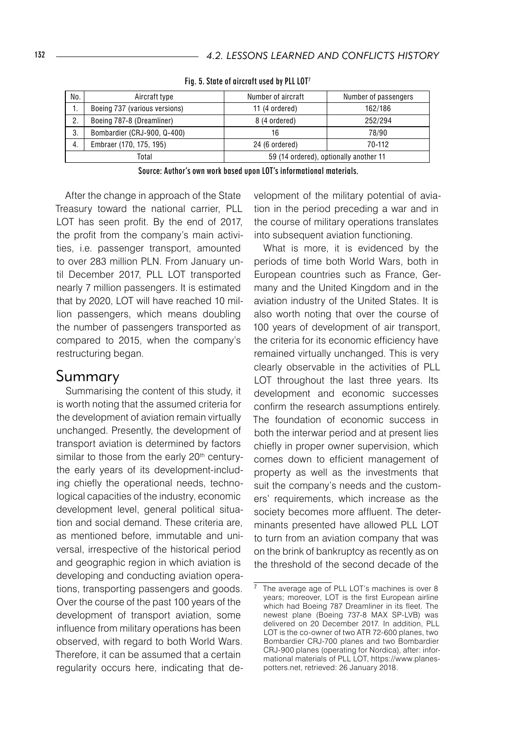Fig. 5. State of aircraft used by PLL LOT[7]

| No. | Aircraft type | Number of aircraft | Number of passengers |
|---|---|---|---|
| 1. | Boeing 737 (various versions) | 11 (4 ordered) | 162/186 |
| 2. | Boeing 787-8 (Dreamliner) | 8 (4 ordered) | 252/294 |
| 3. | Bombardier (CRJ-900, Q-400) | 16 | 78/90 |
| 4. | Embraer (170, 175, 195) | 24 (6 ordered) | 70-112 |
| Total | | 59 (14 ordered), optionally another 11 | |

Source: Author's own work based upon LOT's informational materials.

After the change in approach of the State Treasury toward the national carrier, PLL LOT has seen profit. By the end of 2017, the profit from the company's main activities, i.e. passenger transport, amounted to over 283 million PLN. From January until December 2017, PLL LOT transported nearly 7 million passengers. It is estimated that by 2020, LOT will have reached 10 million passengers, which means doubling the number of passengers transported as compared to 2015, when the company's restructuring began.

## Summary

Summarising the content of this study, it is worth noting that the assumed criteria for the development of aviation remain virtually unchanged. Presently, the development of transport aviation is determined by factors similar to those from the early 20th century-the early years of its development-including chiefly the operational needs, technological capacities of the industry, economic development level, general political situation and social demand. These criteria are, as mentioned before, immutable and universal, irrespective of the historical period and geographic region in which aviation is developing and conducting aviation operations, transporting passengers and goods. Over the course of the past 100 years of the development of transport aviation, some influence from military operations has been observed, with regard to both World Wars. Therefore, it can be assumed that a certain regularity occurs here, indicating that development of the military potential of aviation in the period preceding a war and in the course of military operations translates into subsequent aviation functioning.

What is more, it is evidenced by the periods of time both World Wars, both in European countries such as France, Germany and the United Kingdom and in the aviation industry of the United States. It is also worth noting that over the course of 100 years of development of air transport, the criteria for its economic efficiency have remained virtually unchanged. This is very clearly observable in the activities of PLL LOT throughout the last three years. Its development and economic successes confirm the research assumptions entirely. The foundation of economic success in both the interwar period and at present lies chiefly in proper owner supervision, which comes down to efficient management of property as well as the investments that suit the company's needs and the customers' requirements, which increase as the society becomes more affluent. The determinants presented have allowed PLL LOT to turn from an aviation company that was on the brink of bankruptcy as recently as on the threshold of the second decade of the

[7] The average age of PLL LOT's machines is over 8 years; moreover, LOT is the first European airline which had Boeing 787 Dreamliner in its fleet. The newest plane (Boeing 737-8 MAX SP-LVB) was delivered on 20 December 2017. In addition, PLL LOT is the co-owner of two ATR 72-600 planes, two Bombardier CRJ-700 planes and two Bombardier CRJ-900 planes (operating for Nordica), after: informational materials of PLL LOT, https://www.planespotters.net, retrieved: 26 January 2018.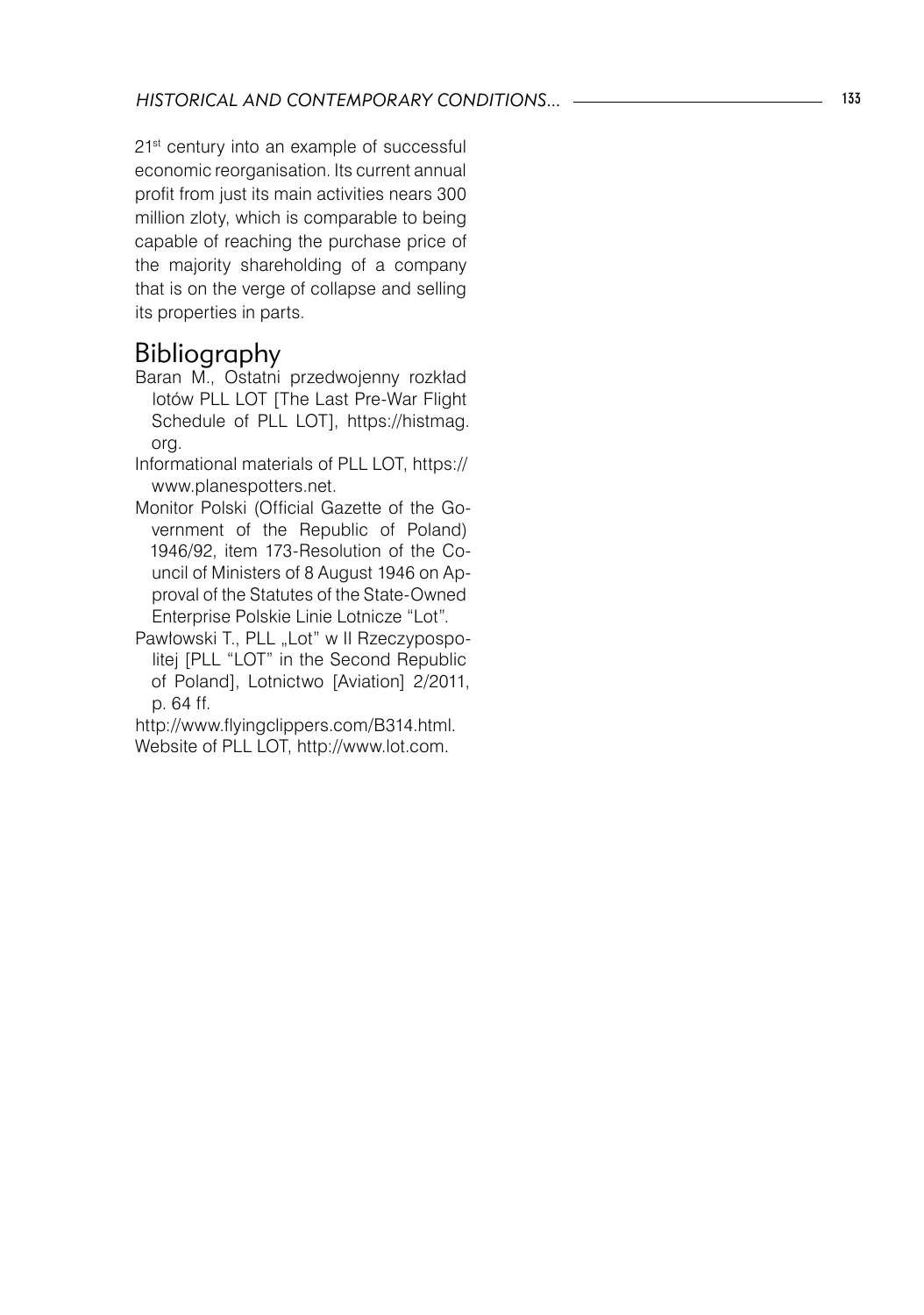21st century into an example of successful economic reorganisation. Its current annual profit from just its main activities nears 300 million zloty, which is comparable to being capable of reaching the purchase price of the majority shareholding of a company that is on the verge of collapse and selling its properties in parts.

## Bibliography

Baran M., Ostatni przedwojenny rozkład lotów PLL LOT [The Last Pre-War Flight Schedule of PLL LOT], https://histmag.org.

Informational materials of PLL LOT, https://www.planespotters.net.

Monitor Polski (Official Gazette of the Government of the Republic of Poland) 1946/92, item 173-Resolution of the Council of Ministers of 8 August 1946 on Approval of the Statutes of the State-Owned Enterprise Polskie Linie Lotnicze "Lot".

Pawłowski T., PLL „Lot" w II Rzeczypospolitej [PLL "LOT" in the Second Republic of Poland], Lotnictwo [Aviation] 2/2011, p. 64 ff.

http://www.flyingclippers.com/B314.html.

Website of PLL LOT, http://www.lot.com.